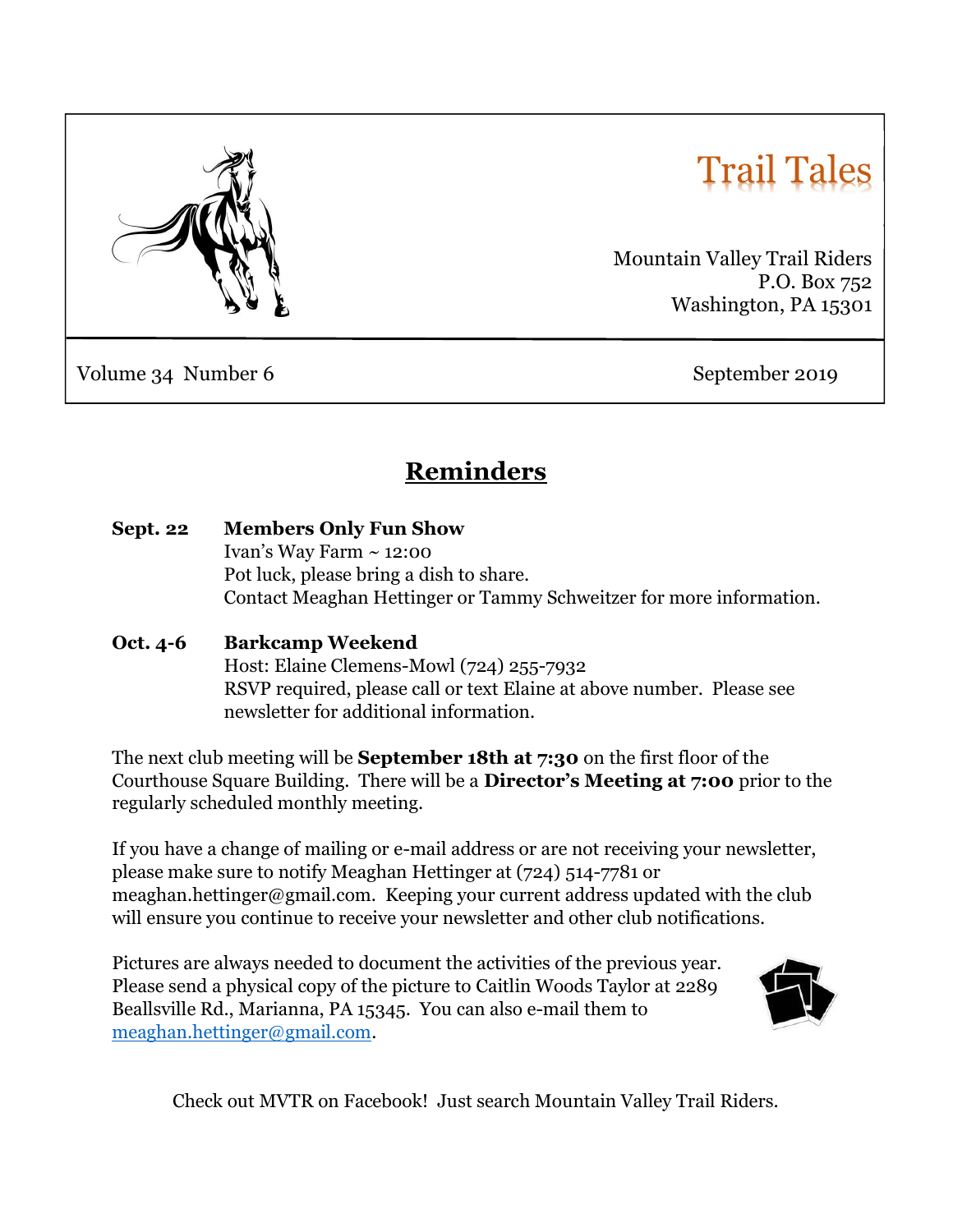# Trail Tales

Mountain Valley Trail Riders
P.O. Box 752
Washington, PA 15301

Volume 34 Number 6

September 2019

## Reminders

**Sept. 22** **Members Only Fun Show**
Ivan's Way Farm ~ 12:00
Pot luck, please bring a dish to share.
Contact Meaghan Hettinger or Tammy Schweitzer for more information.

**Oct. 4-6** **Barkcamp Weekend**
Host: Elaine Clemens-Mowl (724) 255-7932
RSVP required, please call or text Elaine at above number. Please see newsletter for additional information.

The next club meeting will be **September 18th at 7:30** on the first floor of the Courthouse Square Building. There will be a **Director's Meeting at 7:00** prior to the regularly scheduled monthly meeting.

If you have a change of mailing or e-mail address or are not receiving your newsletter, please make sure to notify Meaghan Hettinger at (724) 514-7781 or meaghan.hettinger@gmail.com. Keeping your current address updated with the club will ensure you continue to receive your newsletter and other club notifications.

Pictures are always needed to document the activities of the previous year. Please send a physical copy of the picture to Caitlin Woods Taylor at 2289 Beallsville Rd., Marianna, PA 15345. You can also e-mail them to meaghan.hettinger@gmail.com.

Check out MVTR on Facebook! Just search Mountain Valley Trail Riders.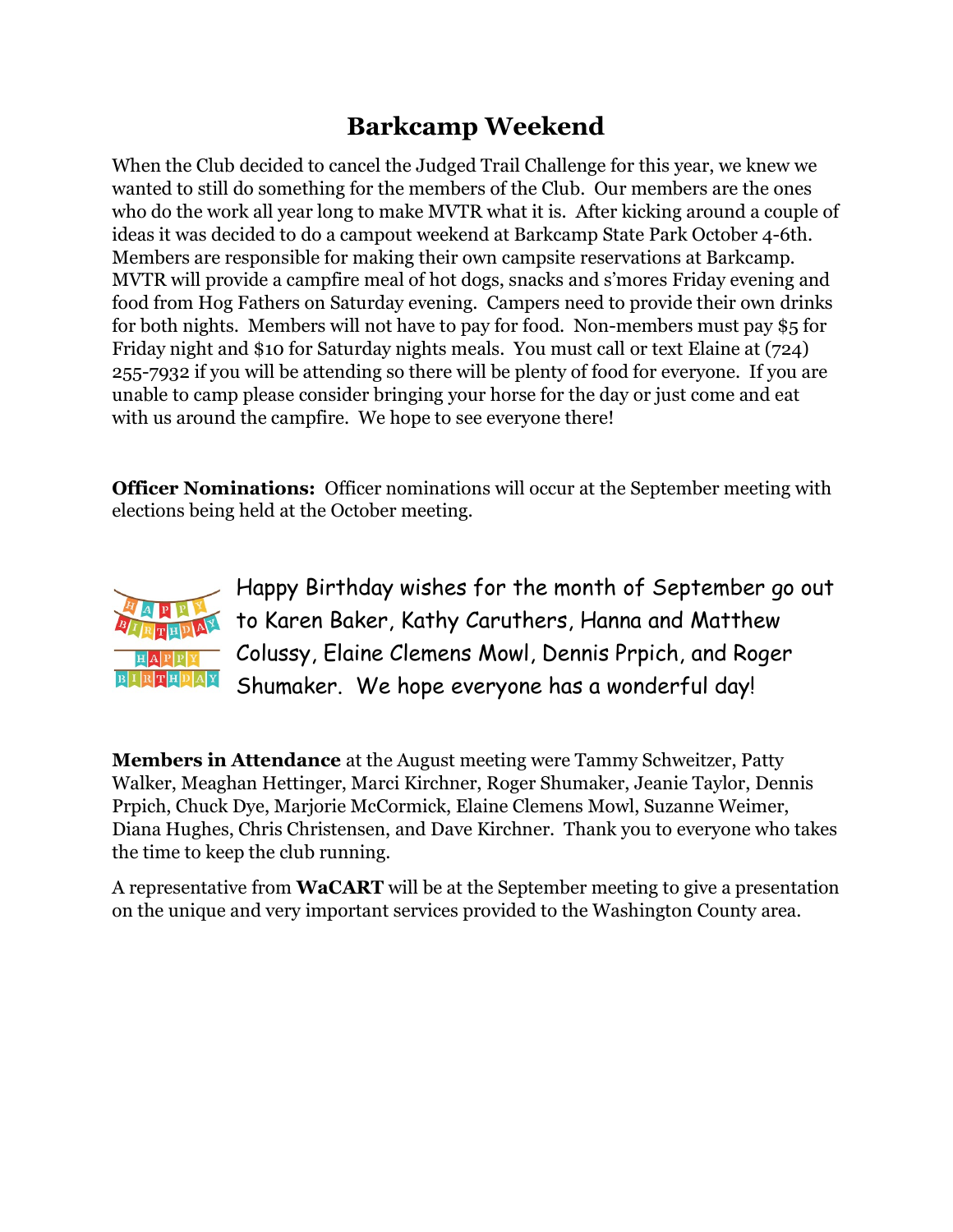# Barkcamp Weekend

When the Club decided to cancel the Judged Trail Challenge for this year, we knew we wanted to still do something for the members of the Club. Our members are the ones who do the work all year long to make MVTR what it is. After kicking around a couple of ideas it was decided to do a campout weekend at Barkcamp State Park October 4-6th. Members are responsible for making their own campsite reservations at Barkcamp. MVTR will provide a campfire meal of hot dogs, snacks and s'mores Friday evening and food from Hog Fathers on Saturday evening. Campers need to provide their own drinks for both nights. Members will not have to pay for food. Non-members must pay $5 for Friday night and $10 for Saturday nights meals. You must call or text Elaine at (724) 255-7932 if you will be attending so there will be plenty of food for everyone. If you are unable to camp please consider bringing your horse for the day or just come and eat with us around the campfire. We hope to see everyone there!

**Officer Nominations:** Officer nominations will occur at the September meeting with elections being held at the October meeting.

Happy Birthday wishes for the month of September go out to Karen Baker, Kathy Caruthers, Hanna and Matthew Colussy, Elaine Clemens Mowl, Dennis Prpich, and Roger Shumaker. We hope everyone has a wonderful day!

**Members in Attendance** at the August meeting were Tammy Schweitzer, Patty Walker, Meaghan Hettinger, Marci Kirchner, Roger Shumaker, Jeanie Taylor, Dennis Prpich, Chuck Dye, Marjorie McCormick, Elaine Clemens Mowl, Suzanne Weimer, Diana Hughes, Chris Christensen, and Dave Kirchner. Thank you to everyone who takes the time to keep the club running.

A representative from **WaCART** will be at the September meeting to give a presentation on the unique and very important services provided to the Washington County area.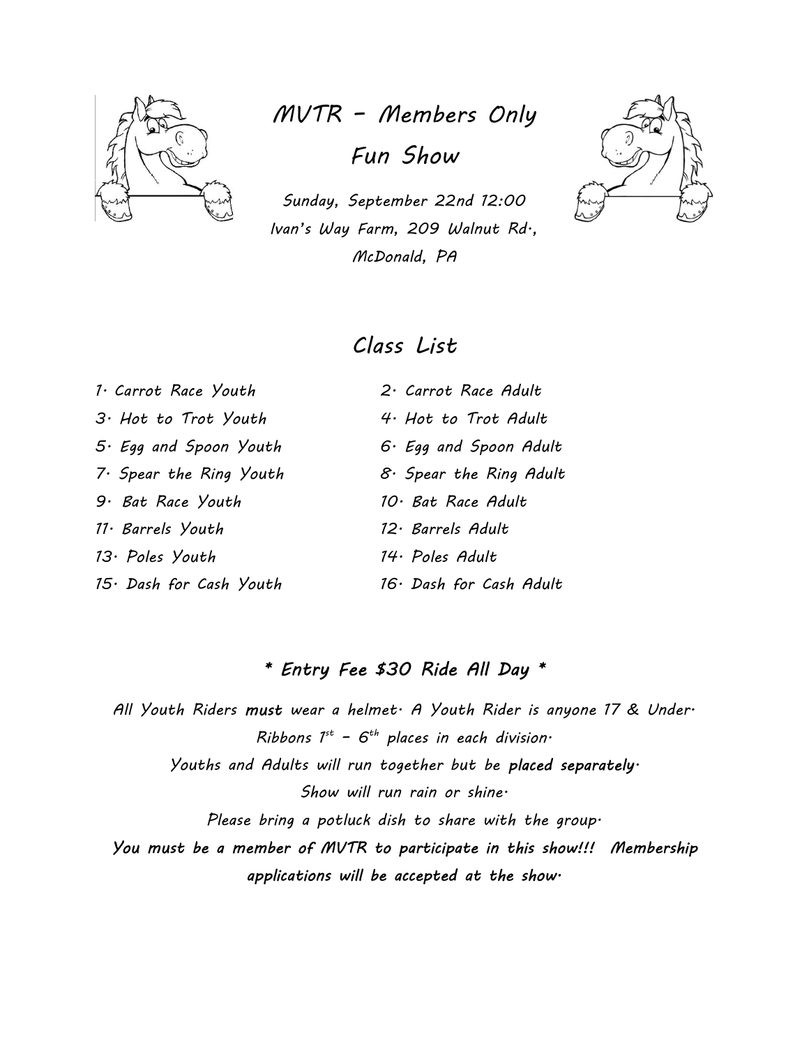# MVTR – Members Only Fun Show

*Sunday, September 22nd 12:00*

*Ivan's Way Farm, 209 Walnut Rd.,*

*McDonald, PA*

## Class List

1. Carrot Race Youth
2. Carrot Race Adult
3. Hot to Trot Youth
4. Hot to Trot Adult
5. Egg and Spoon Youth
6. Egg and Spoon Adult
7. Spear the Ring Youth
8. Spear the Ring Adult
9. Bat Race Youth
10. Bat Race Adult
11. Barrels Youth
12. Barrels Adult
13. Poles Youth
14. Poles Adult
15. Dash for Cash Youth
16. Dash for Cash Adult

**\* Entry Fee $30 Ride All Day \***

All Youth Riders **must** wear a helmet. A Youth Rider is anyone 17 & Under.

Ribbons 1st – 6th places in each division.

Youths and Adults will run together but be **placed separately.**

Show will run rain or shine.

Please bring a potluck dish to share with the group.

**You must be a member of MVTR to participate in this show!!! Membership applications will be accepted at the show.**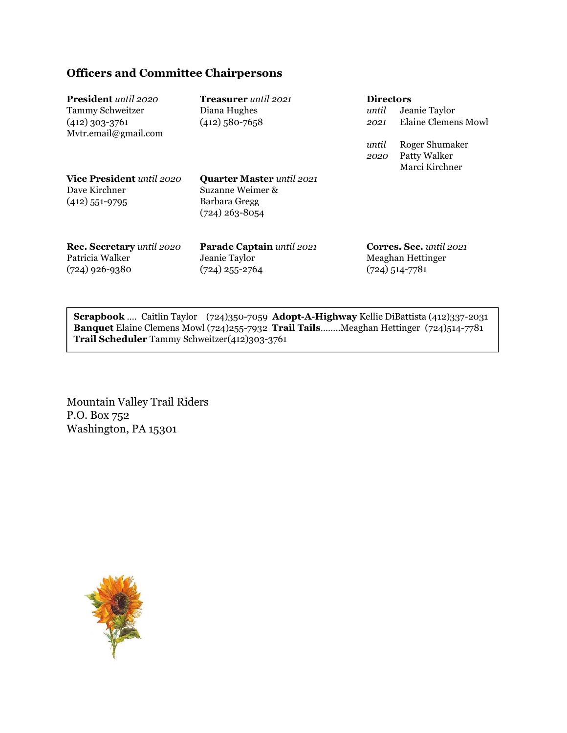## Officers and Committee Chairpersons

**President** *until 2020*
Tammy Schweitzer
(412) 303-3761
Mvtr.email@gmail.com

**Treasurer** *until 2021*
Diana Hughes
(412) 580-7658

**Directors**
*until 2021*
Jeanie Taylor
Elaine Clemens Mowl

*until 2020*
Roger Shumaker
Patty Walker
Marci Kirchner

**Vice President** *until 2020*
Dave Kirchner
(412) 551-9795

**Quarter Master** *until 2021*
Suzanne Weimer &
Barbara Gregg
(724) 263-8054

**Rec. Secretary** *until 2020*
Patricia Walker
(724) 926-9380

**Parade Captain** *until 2021*
Jeanie Taylor
(724) 255-2764

**Corres. Sec.** *until 2021*
Meaghan Hettinger
(724) 514-7781

**Scrapbook** …. Caitlin Taylor (724)350-7059 **Adopt-A-Highway** Kellie DiBattista (412)337-2031
**Banquet** Elaine Clemens Mowl (724)255-7932 **Trail Tails**……..Meaghan Hettinger (724)514-7781
**Trail Scheduler** Tammy Schweitzer(412)303-3761

Mountain Valley Trail Riders
P.O. Box 752
Washington, PA 15301